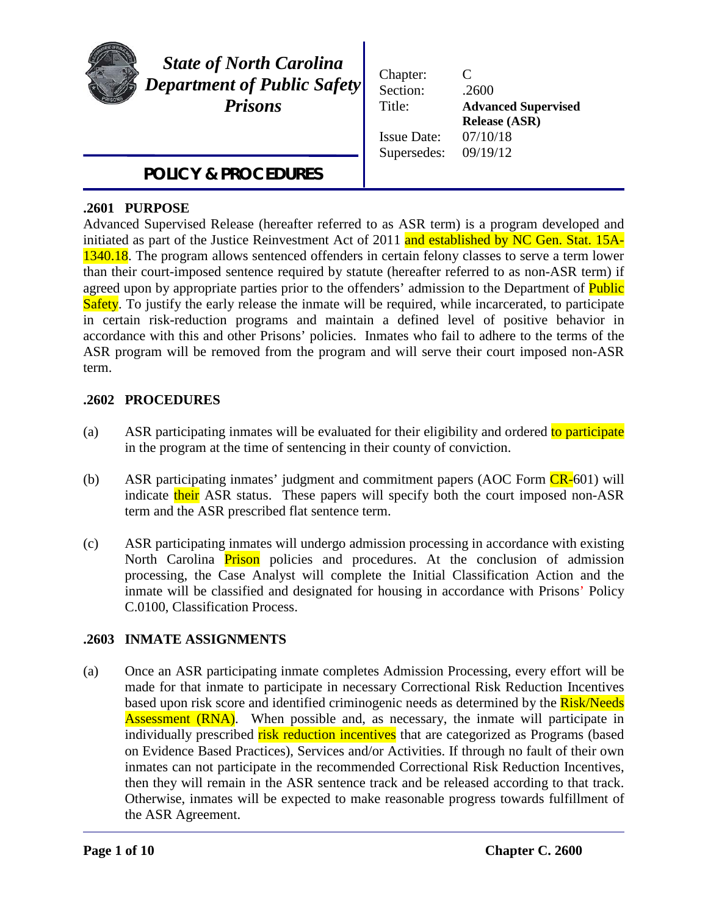**State of North Carolina**
**Department of Public Safety**
**Prisons**

**POLICY & PROCEDURES**

| | |
|---|---|
| Chapter: | C |
| Section: | .2600 |
| Title: | **Advanced Supervised Release (ASR)** |
| Issue Date: | 07/10/18 |
| Supersedes: | 09/19/12 |

## .2601 PURPOSE

Advanced Supervised Release (hereafter referred to as ASR term) is a program developed and initiated as part of the Justice Reinvestment Act of 2011 and established by NC Gen. Stat. 15A-1340.18. The program allows sentenced offenders in certain felony classes to serve a term lower than their court-imposed sentence required by statute (hereafter referred to as non-ASR term) if agreed upon by appropriate parties prior to the offenders' admission to the Department of Public Safety. To justify the early release the inmate will be required, while incarcerated, to participate in certain risk-reduction programs and maintain a defined level of positive behavior in accordance with this and other Prisons' policies. Inmates who fail to adhere to the terms of the ASR program will be removed from the program and will serve their court imposed non-ASR term.

## .2602 PROCEDURES

(a) ASR participating inmates will be evaluated for their eligibility and ordered to participate in the program at the time of sentencing in their county of conviction.

(b) ASR participating inmates' judgment and commitment papers (AOC Form CR-601) will indicate their ASR status. These papers will specify both the court imposed non-ASR term and the ASR prescribed flat sentence term.

(c) ASR participating inmates will undergo admission processing in accordance with existing North Carolina Prison policies and procedures. At the conclusion of admission processing, the Case Analyst will complete the Initial Classification Action and the inmate will be classified and designated for housing in accordance with Prisons' Policy C.0100, Classification Process.

## .2603 INMATE ASSIGNMENTS

(a) Once an ASR participating inmate completes Admission Processing, every effort will be made for that inmate to participate in necessary Correctional Risk Reduction Incentives based upon risk score and identified criminogenic needs as determined by the Risk/Needs Assessment (RNA). When possible and, as necessary, the inmate will participate in individually prescribed risk reduction incentives that are categorized as Programs (based on Evidence Based Practices), Services and/or Activities. If through no fault of their own inmates can not participate in the recommended Correctional Risk Reduction Incentives, then they will remain in the ASR sentence track and be released according to that track. Otherwise, inmates will be expected to make reasonable progress towards fulfillment of the ASR Agreement.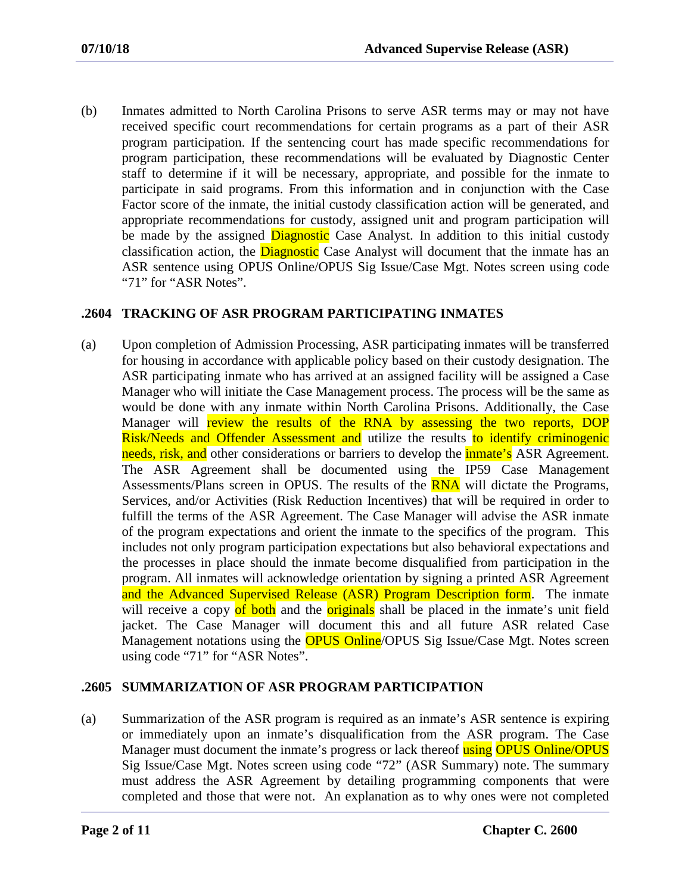(b) Inmates admitted to North Carolina Prisons to serve ASR terms may or may not have received specific court recommendations for certain programs as a part of their ASR program participation. If the sentencing court has made specific recommendations for program participation, these recommendations will be evaluated by Diagnostic Center staff to determine if it will be necessary, appropriate, and possible for the inmate to participate in said programs. From this information and in conjunction with the Case Factor score of the inmate, the initial custody classification action will be generated, and appropriate recommendations for custody, assigned unit and program participation will be made by the assigned Diagnostic Case Analyst. In addition to this initial custody classification action, the Diagnostic Case Analyst will document that the inmate has an ASR sentence using OPUS Online/OPUS Sig Issue/Case Mgt. Notes screen using code "71" for "ASR Notes".

### .2604 TRACKING OF ASR PROGRAM PARTICIPATING INMATES

(a) Upon completion of Admission Processing, ASR participating inmates will be transferred for housing in accordance with applicable policy based on their custody designation. The ASR participating inmate who has arrived at an assigned facility will be assigned a Case Manager who will initiate the Case Management process. The process will be the same as would be done with any inmate within North Carolina Prisons. Additionally, the Case Manager will review the results of the RNA by assessing the two reports, DOP Risk/Needs and Offender Assessment and utilize the results to identify criminogenic needs, risk, and other considerations or barriers to develop the inmate's ASR Agreement. The ASR Agreement shall be documented using the IP59 Case Management Assessments/Plans screen in OPUS. The results of the RNA will dictate the Programs, Services, and/or Activities (Risk Reduction Incentives) that will be required in order to fulfill the terms of the ASR Agreement. The Case Manager will advise the ASR inmate of the program expectations and orient the inmate to the specifics of the program. This includes not only program participation expectations but also behavioral expectations and the processes in place should the inmate become disqualified from participation in the program. All inmates will acknowledge orientation by signing a printed ASR Agreement and the Advanced Supervised Release (ASR) Program Description form. The inmate will receive a copy of both and the originals shall be placed in the inmate's unit field jacket. The Case Manager will document this and all future ASR related Case Management notations using the OPUS Online/OPUS Sig Issue/Case Mgt. Notes screen using code "71" for "ASR Notes".

### .2605 SUMMARIZATION OF ASR PROGRAM PARTICIPATION

(a) Summarization of the ASR program is required as an inmate's ASR sentence is expiring or immediately upon an inmate's disqualification from the ASR program. The Case Manager must document the inmate's progress or lack thereof using OPUS Online/OPUS Sig Issue/Case Mgt. Notes screen using code "72" (ASR Summary) note. The summary must address the ASR Agreement by detailing programming components that were completed and those that were not. An explanation as to why ones were not completed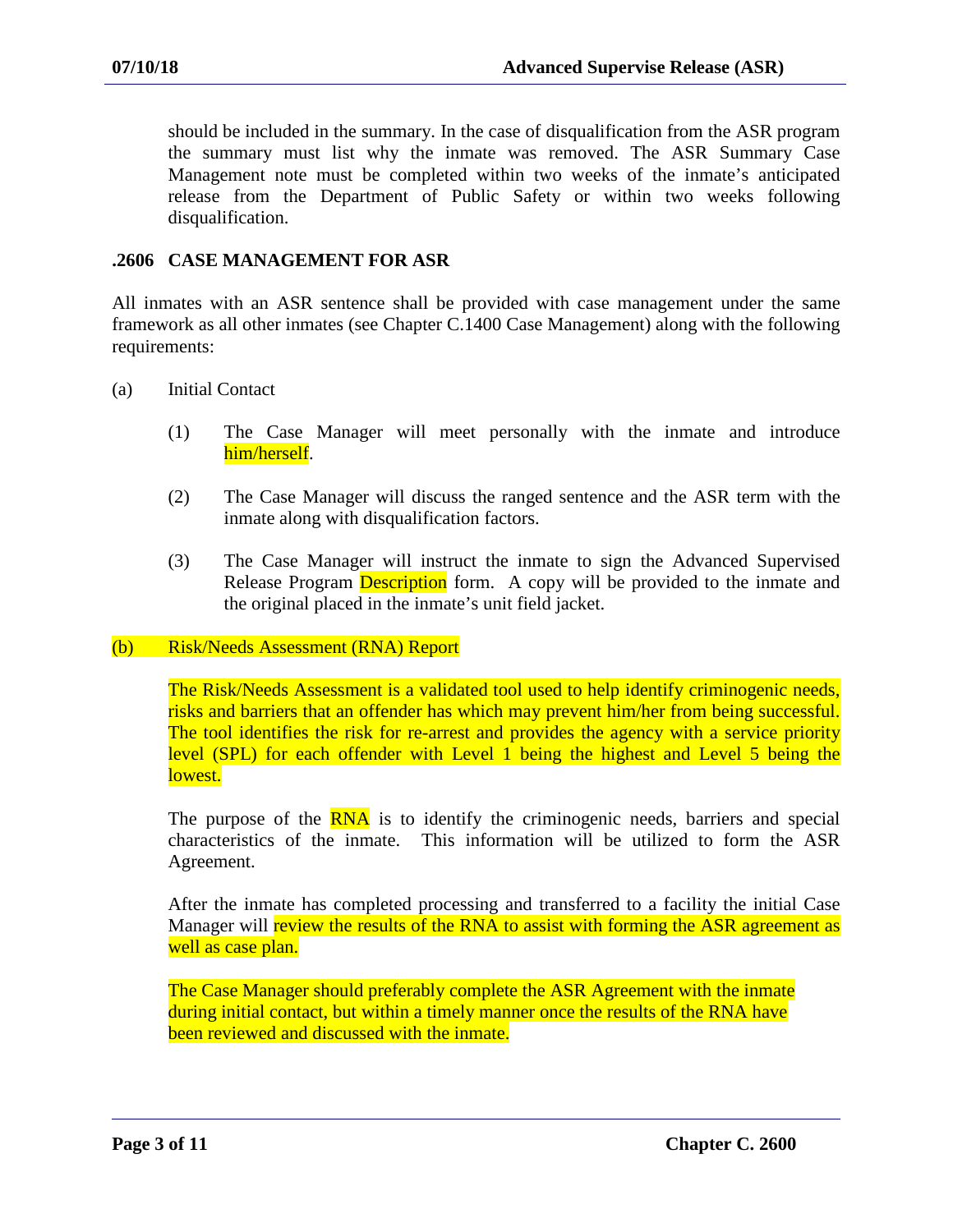should be included in the summary. In the case of disqualification from the ASR program the summary must list why the inmate was removed. The ASR Summary Case Management note must be completed within two weeks of the inmate's anticipated release from the Department of Public Safety or within two weeks following disqualification.

## .2606 CASE MANAGEMENT FOR ASR

All inmates with an ASR sentence shall be provided with case management under the same framework as all other inmates (see Chapter C.1400 Case Management) along with the following requirements:

(a) Initial Contact

(1) The Case Manager will meet personally with the inmate and introduce him/herself.

(2) The Case Manager will discuss the ranged sentence and the ASR term with the inmate along with disqualification factors.

(3) The Case Manager will instruct the inmate to sign the Advanced Supervised Release Program Description form. A copy will be provided to the inmate and the original placed in the inmate's unit field jacket.

(b) Risk/Needs Assessment (RNA) Report

The Risk/Needs Assessment is a validated tool used to help identify criminogenic needs, risks and barriers that an offender has which may prevent him/her from being successful. The tool identifies the risk for re-arrest and provides the agency with a service priority level (SPL) for each offender with Level 1 being the highest and Level 5 being the lowest.

The purpose of the RNA is to identify the criminogenic needs, barriers and special characteristics of the inmate. This information will be utilized to form the ASR Agreement.

After the inmate has completed processing and transferred to a facility the initial Case Manager will review the results of the RNA to assist with forming the ASR agreement as well as case plan.

The Case Manager should preferably complete the ASR Agreement with the inmate during initial contact, but within a timely manner once the results of the RNA have been reviewed and discussed with the inmate.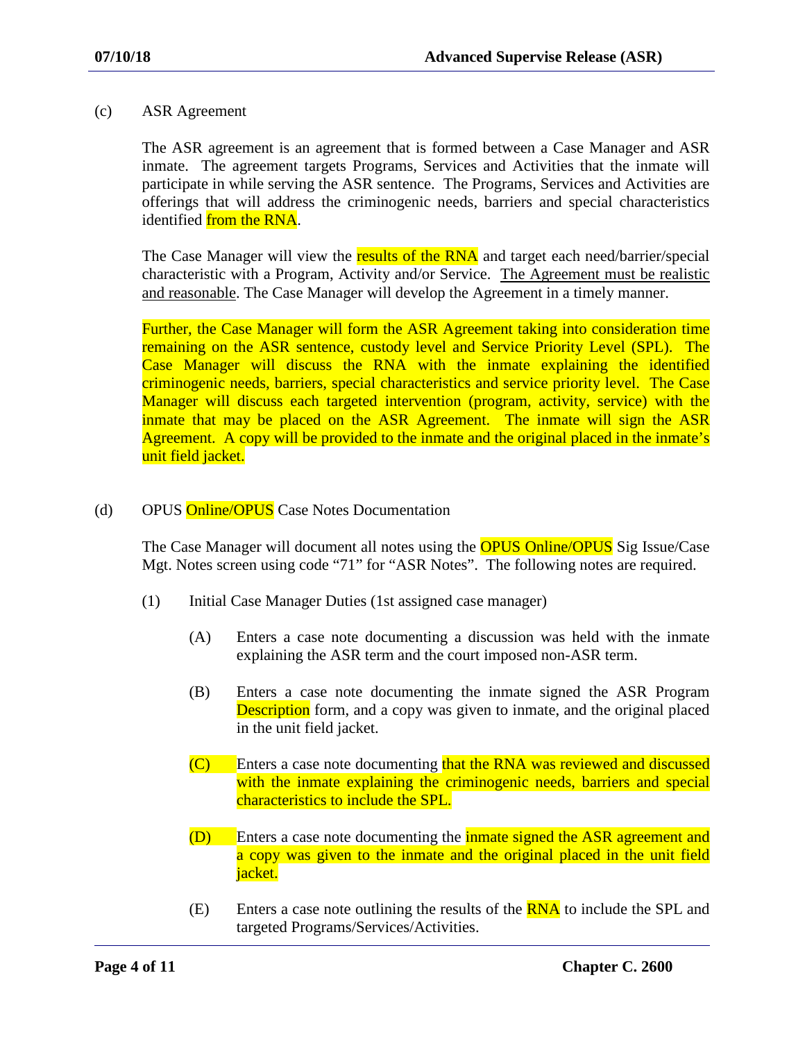(c) ASR Agreement

The ASR agreement is an agreement that is formed between a Case Manager and ASR inmate. The agreement targets Programs, Services and Activities that the inmate will participate in while serving the ASR sentence. The Programs, Services and Activities are offerings that will address the criminogenic needs, barriers and special characteristics identified from the RNA.

The Case Manager will view the results of the RNA and target each need/barrier/special characteristic with a Program, Activity and/or Service. The Agreement must be realistic and reasonable. The Case Manager will develop the Agreement in a timely manner.

Further, the Case Manager will form the ASR Agreement taking into consideration time remaining on the ASR sentence, custody level and Service Priority Level (SPL). The Case Manager will discuss the RNA with the inmate explaining the identified criminogenic needs, barriers, special characteristics and service priority level. The Case Manager will discuss each targeted intervention (program, activity, service) with the inmate that may be placed on the ASR Agreement. The inmate will sign the ASR Agreement. A copy will be provided to the inmate and the original placed in the inmate's unit field jacket.

(d) OPUS Online/OPUS Case Notes Documentation

The Case Manager will document all notes using the OPUS Online/OPUS Sig Issue/Case Mgt. Notes screen using code "71" for "ASR Notes". The following notes are required.

(1) Initial Case Manager Duties (1st assigned case manager)

(A) Enters a case note documenting a discussion was held with the inmate explaining the ASR term and the court imposed non-ASR term.

(B) Enters a case note documenting the inmate signed the ASR Program Description form, and a copy was given to inmate, and the original placed in the unit field jacket.

(C) Enters a case note documenting that the RNA was reviewed and discussed with the inmate explaining the criminogenic needs, barriers and special characteristics to include the SPL.

(D) Enters a case note documenting the inmate signed the ASR agreement and a copy was given to the inmate and the original placed in the unit field jacket.

(E) Enters a case note outlining the results of the RNA to include the SPL and targeted Programs/Services/Activities.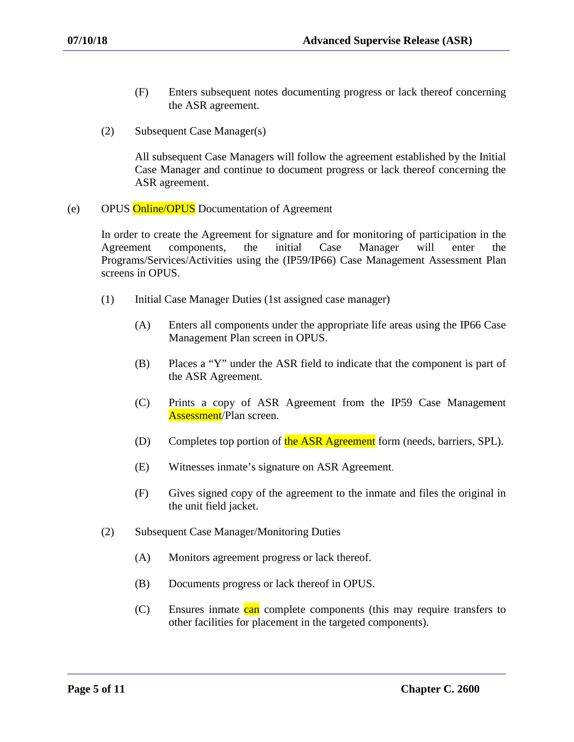(F) Enters subsequent notes documenting progress or lack thereof concerning the ASR agreement.

(2) Subsequent Case Manager(s)

All subsequent Case Managers will follow the agreement established by the Initial Case Manager and continue to document progress or lack thereof concerning the ASR agreement.

(e) OPUS Online/OPUS Documentation of Agreement

In order to create the Agreement for signature and for monitoring of participation in the Agreement components, the initial Case Manager will enter the Programs/Services/Activities using the (IP59/IP66) Case Management Assessment Plan screens in OPUS.

(1) Initial Case Manager Duties (1st assigned case manager)

(A) Enters all components under the appropriate life areas using the IP66 Case Management Plan screen in OPUS.

(B) Places a "Y" under the ASR field to indicate that the component is part of the ASR Agreement.

(C) Prints a copy of ASR Agreement from the IP59 Case Management Assessment/Plan screen.

(D) Completes top portion of the ASR Agreement form (needs, barriers, SPL).

(E) Witnesses inmate's signature on ASR Agreement.

(F) Gives signed copy of the agreement to the inmate and files the original in the unit field jacket.

(2) Subsequent Case Manager/Monitoring Duties

(A) Monitors agreement progress or lack thereof.

(B) Documents progress or lack thereof in OPUS.

(C) Ensures inmate can complete components (this may require transfers to other facilities for placement in the targeted components).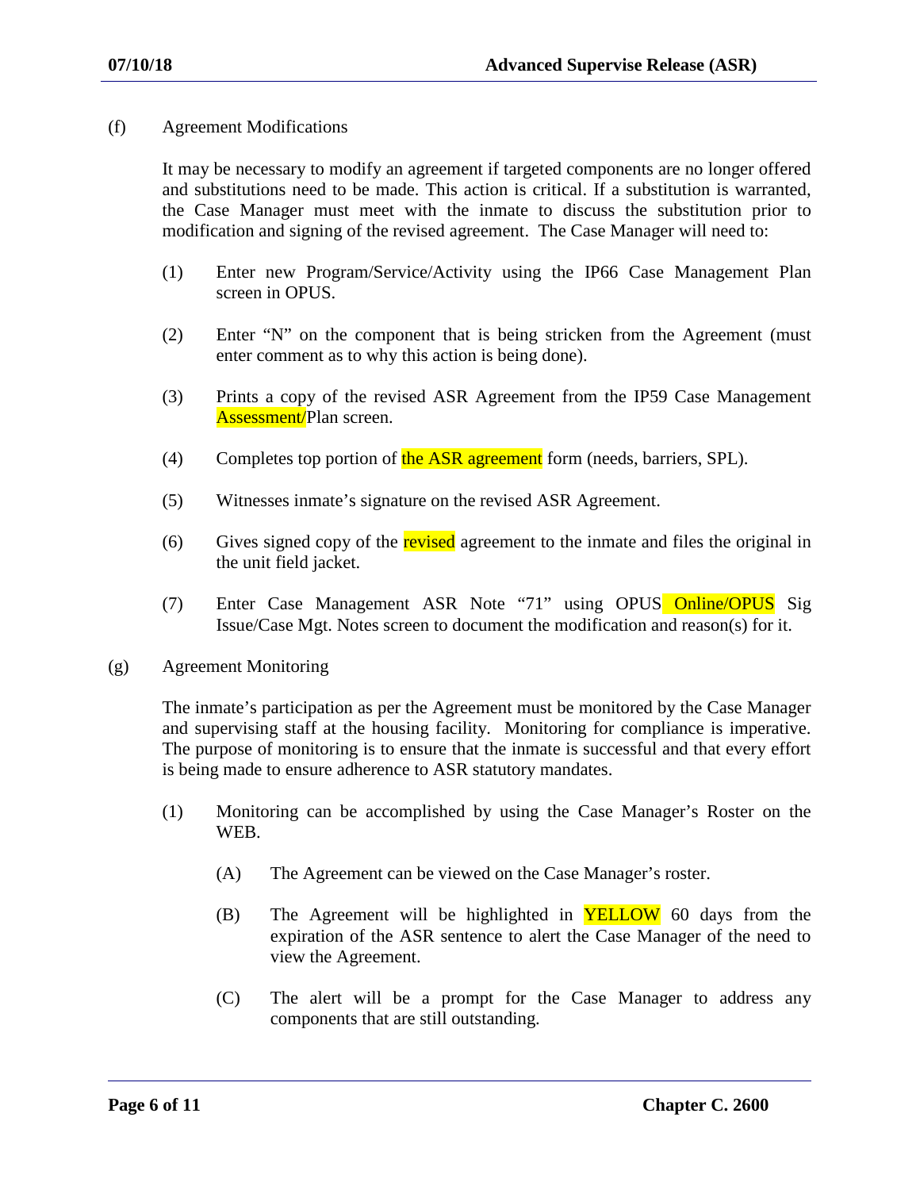(f) Agreement Modifications

It may be necessary to modify an agreement if targeted components are no longer offered and substitutions need to be made. This action is critical. If a substitution is warranted, the Case Manager must meet with the inmate to discuss the substitution prior to modification and signing of the revised agreement. The Case Manager will need to:

(1) Enter new Program/Service/Activity using the IP66 Case Management Plan screen in OPUS.

(2) Enter "N" on the component that is being stricken from the Agreement (must enter comment as to why this action is being done).

(3) Prints a copy of the revised ASR Agreement from the IP59 Case Management Assessment/Plan screen.

(4) Completes top portion of the ASR agreement form (needs, barriers, SPL).

(5) Witnesses inmate's signature on the revised ASR Agreement.

(6) Gives signed copy of the revised agreement to the inmate and files the original in the unit field jacket.

(7) Enter Case Management ASR Note "71" using OPUS Online/OPUS Sig Issue/Case Mgt. Notes screen to document the modification and reason(s) for it.

(g) Agreement Monitoring

The inmate's participation as per the Agreement must be monitored by the Case Manager and supervising staff at the housing facility. Monitoring for compliance is imperative. The purpose of monitoring is to ensure that the inmate is successful and that every effort is being made to ensure adherence to ASR statutory mandates.

(1) Monitoring can be accomplished by using the Case Manager's Roster on the WEB.

(A) The Agreement can be viewed on the Case Manager's roster.

(B) The Agreement will be highlighted in YELLOW 60 days from the expiration of the ASR sentence to alert the Case Manager of the need to view the Agreement.

(C) The alert will be a prompt for the Case Manager to address any components that are still outstanding.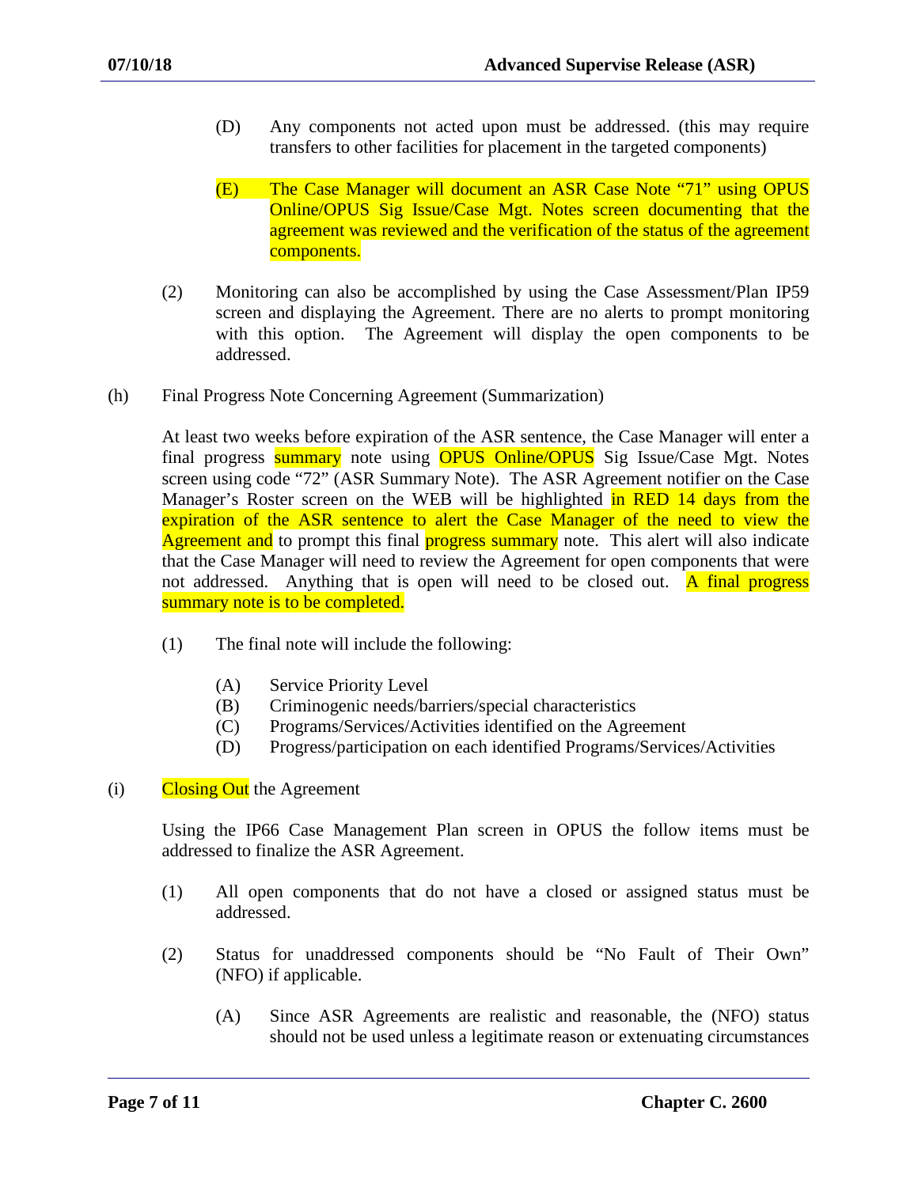(D) Any components not acted upon must be addressed. (this may require transfers to other facilities for placement in the targeted components)

(E) The Case Manager will document an ASR Case Note "71" using OPUS Online/OPUS Sig Issue/Case Mgt. Notes screen documenting that the agreement was reviewed and the verification of the status of the agreement components.

(2) Monitoring can also be accomplished by using the Case Assessment/Plan IP59 screen and displaying the Agreement. There are no alerts to prompt monitoring with this option. The Agreement will display the open components to be addressed.

(h) Final Progress Note Concerning Agreement (Summarization)

At least two weeks before expiration of the ASR sentence, the Case Manager will enter a final progress summary note using OPUS Online/OPUS Sig Issue/Case Mgt. Notes screen using code "72" (ASR Summary Note). The ASR Agreement notifier on the Case Manager's Roster screen on the WEB will be highlighted in RED 14 days from the expiration of the ASR sentence to alert the Case Manager of the need to view the Agreement and to prompt this final progress summary note. This alert will also indicate that the Case Manager will need to review the Agreement for open components that were not addressed. Anything that is open will need to be closed out. A final progress summary note is to be completed.

(1) The final note will include the following:

(A) Service Priority Level
(B) Criminogenic needs/barriers/special characteristics
(C) Programs/Services/Activities identified on the Agreement
(D) Progress/participation on each identified Programs/Services/Activities

(i) Closing Out the Agreement

Using the IP66 Case Management Plan screen in OPUS the follow items must be addressed to finalize the ASR Agreement.

(1) All open components that do not have a closed or assigned status must be addressed.

(2) Status for unaddressed components should be "No Fault of Their Own" (NFO) if applicable.

(A) Since ASR Agreements are realistic and reasonable, the (NFO) status should not be used unless a legitimate reason or extenuating circumstances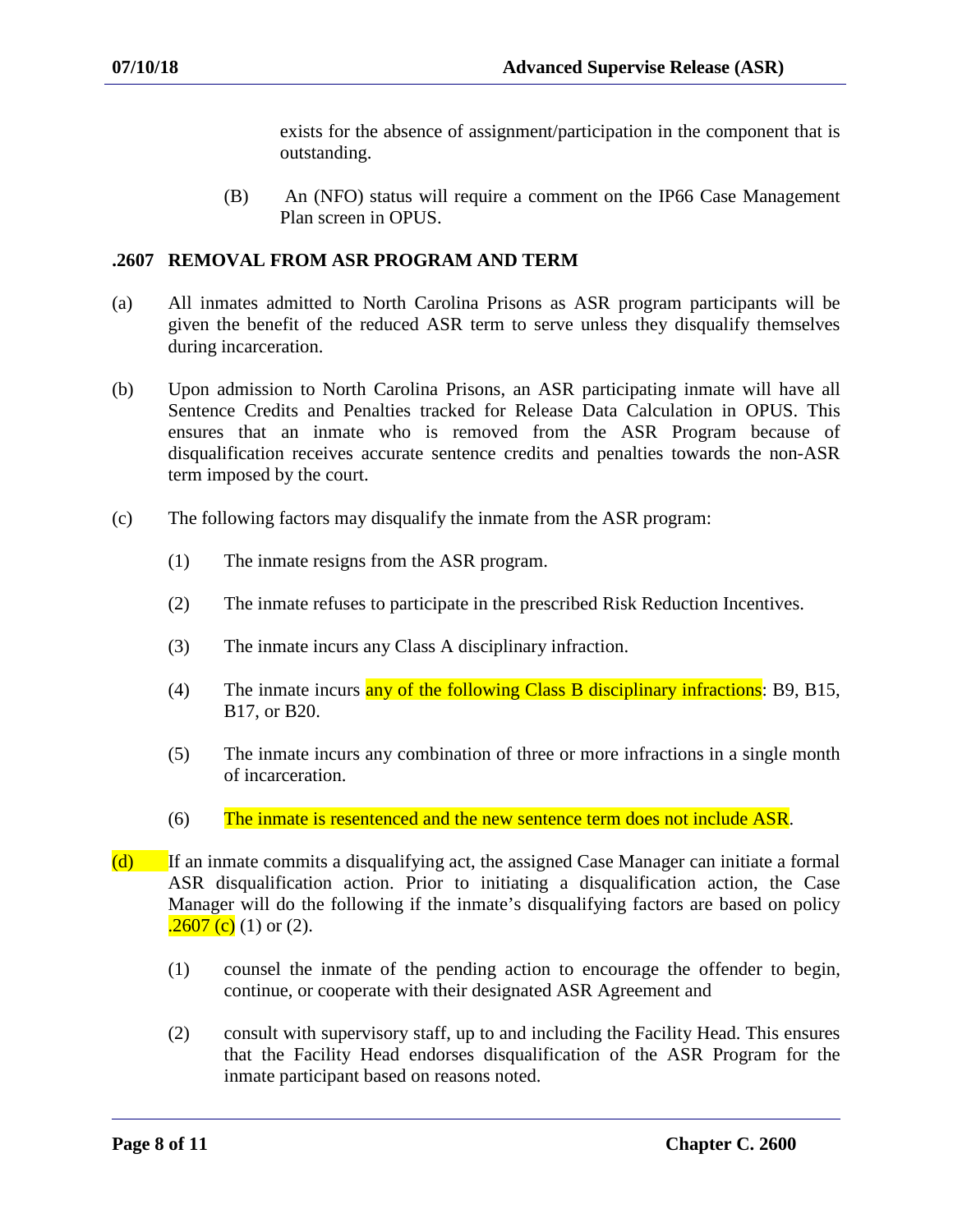exists for the absence of assignment/participation in the component that is outstanding.

(B) An (NFO) status will require a comment on the IP66 Case Management Plan screen in OPUS.

## .2607 REMOVAL FROM ASR PROGRAM AND TERM

(a) All inmates admitted to North Carolina Prisons as ASR program participants will be given the benefit of the reduced ASR term to serve unless they disqualify themselves during incarceration.

(b) Upon admission to North Carolina Prisons, an ASR participating inmate will have all Sentence Credits and Penalties tracked for Release Data Calculation in OPUS. This ensures that an inmate who is removed from the ASR Program because of disqualification receives accurate sentence credits and penalties towards the non-ASR term imposed by the court.

(c) The following factors may disqualify the inmate from the ASR program:

(1) The inmate resigns from the ASR program.

(2) The inmate refuses to participate in the prescribed Risk Reduction Incentives.

(3) The inmate incurs any Class A disciplinary infraction.

(4) The inmate incurs any of the following Class B disciplinary infractions: B9, B15, B17, or B20.

(5) The inmate incurs any combination of three or more infractions in a single month of incarceration.

(6) The inmate is resentenced and the new sentence term does not include ASR.

(d) If an inmate commits a disqualifying act, the assigned Case Manager can initiate a formal ASR disqualification action. Prior to initiating a disqualification action, the Case Manager will do the following if the inmate's disqualifying factors are based on policy .2607 (c) (1) or (2).

(1) counsel the inmate of the pending action to encourage the offender to begin, continue, or cooperate with their designated ASR Agreement and

(2) consult with supervisory staff, up to and including the Facility Head. This ensures that the Facility Head endorses disqualification of the ASR Program for the inmate participant based on reasons noted.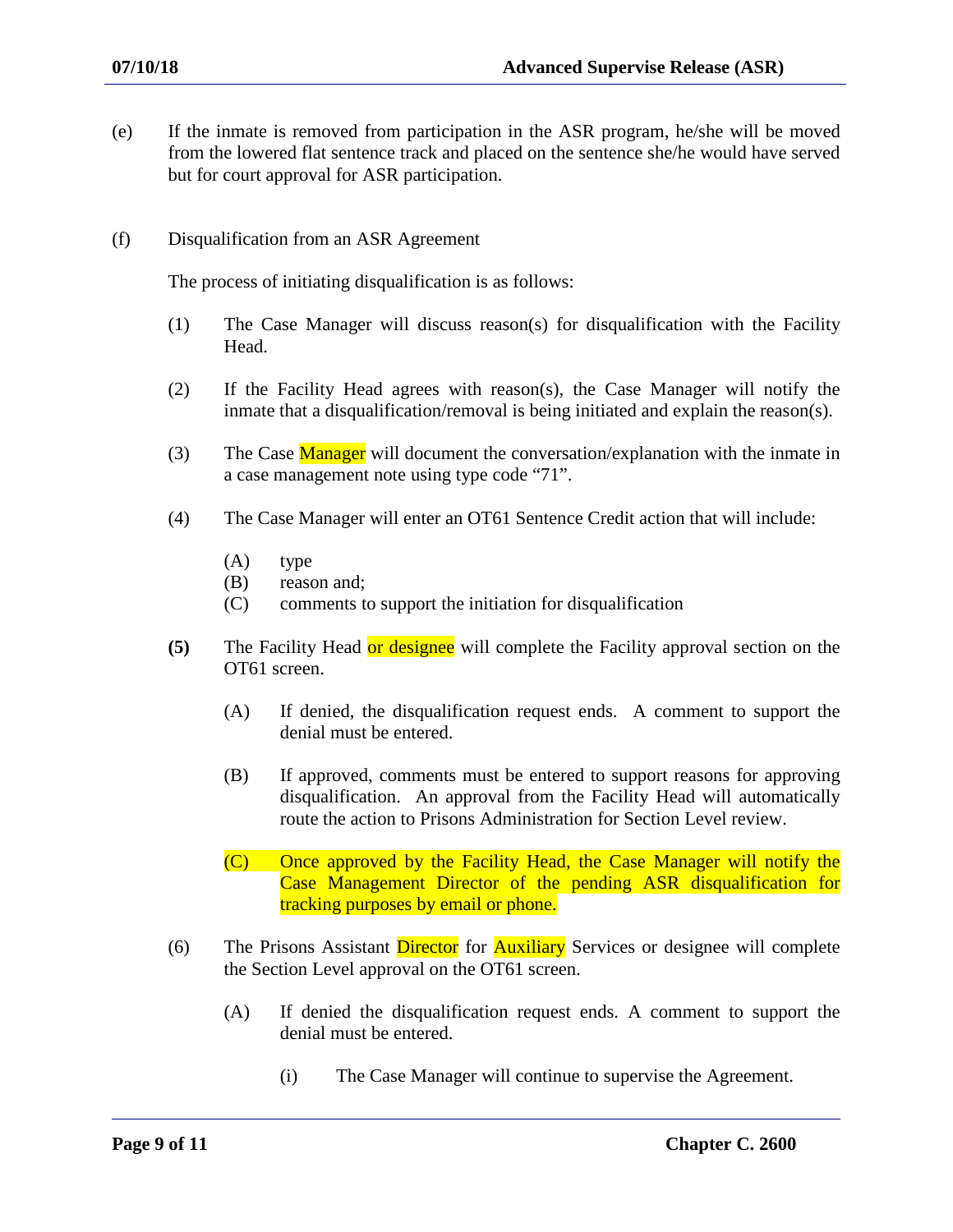(e) If the inmate is removed from participation in the ASR program, he/she will be moved from the lowered flat sentence track and placed on the sentence she/he would have served but for court approval for ASR participation.

(f) Disqualification from an ASR Agreement

The process of initiating disqualification is as follows:

(1) The Case Manager will discuss reason(s) for disqualification with the Facility Head.

(2) If the Facility Head agrees with reason(s), the Case Manager will notify the inmate that a disqualification/removal is being initiated and explain the reason(s).

(3) The Case Manager will document the conversation/explanation with the inmate in a case management note using type code "71".

(4) The Case Manager will enter an OT61 Sentence Credit action that will include:

(A) type
(B) reason and;
(C) comments to support the initiation for disqualification

**(5)** The Facility Head or designee will complete the Facility approval section on the OT61 screen.

(A) If denied, the disqualification request ends. A comment to support the denial must be entered.

(B) If approved, comments must be entered to support reasons for approving disqualification. An approval from the Facility Head will automatically route the action to Prisons Administration for Section Level review.

(C) Once approved by the Facility Head, the Case Manager will notify the Case Management Director of the pending ASR disqualification for tracking purposes by email or phone.

(6) The Prisons Assistant Director for Auxiliary Services or designee will complete the Section Level approval on the OT61 screen.

(A) If denied the disqualification request ends. A comment to support the denial must be entered.

(i) The Case Manager will continue to supervise the Agreement.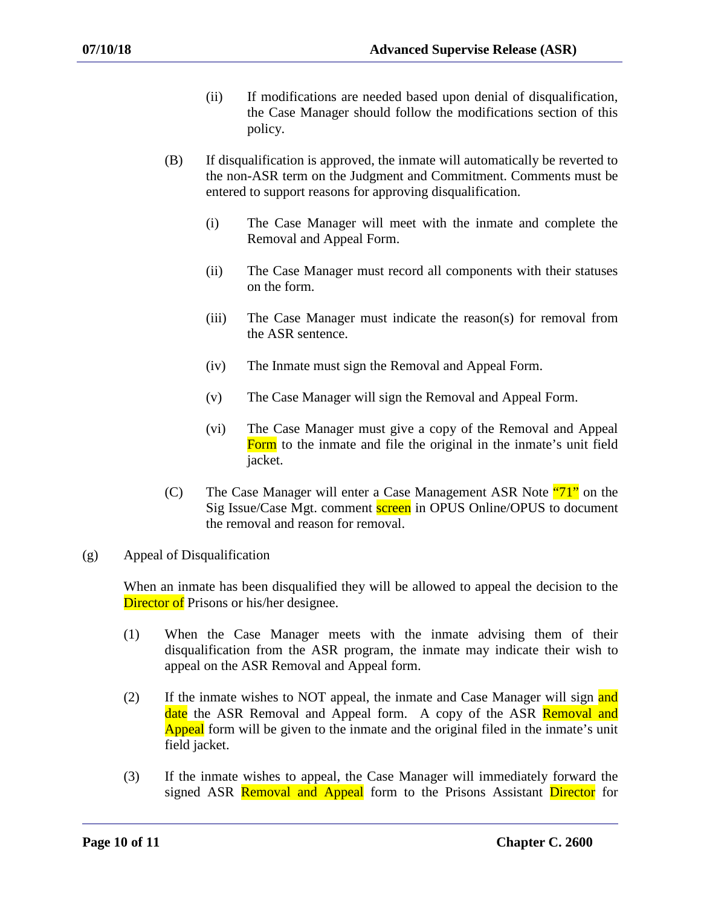(ii) If modifications are needed based upon denial of disqualification, the Case Manager should follow the modifications section of this policy.

(B) If disqualification is approved, the inmate will automatically be reverted to the non-ASR term on the Judgment and Commitment. Comments must be entered to support reasons for approving disqualification.

(i) The Case Manager will meet with the inmate and complete the Removal and Appeal Form.

(ii) The Case Manager must record all components with their statuses on the form.

(iii) The Case Manager must indicate the reason(s) for removal from the ASR sentence.

(iv) The Inmate must sign the Removal and Appeal Form.

(v) The Case Manager will sign the Removal and Appeal Form.

(vi) The Case Manager must give a copy of the Removal and Appeal Form to the inmate and file the original in the inmate's unit field jacket.

(C) The Case Manager will enter a Case Management ASR Note "71" on the Sig Issue/Case Mgt. comment screen in OPUS Online/OPUS to document the removal and reason for removal.

(g) Appeal of Disqualification

When an inmate has been disqualified they will be allowed to appeal the decision to the Director of Prisons or his/her designee.

(1) When the Case Manager meets with the inmate advising them of their disqualification from the ASR program, the inmate may indicate their wish to appeal on the ASR Removal and Appeal form.

(2) If the inmate wishes to NOT appeal, the inmate and Case Manager will sign and date the ASR Removal and Appeal form. A copy of the ASR Removal and Appeal form will be given to the inmate and the original filed in the inmate's unit field jacket.

(3) If the inmate wishes to appeal, the Case Manager will immediately forward the signed ASR Removal and Appeal form to the Prisons Assistant Director for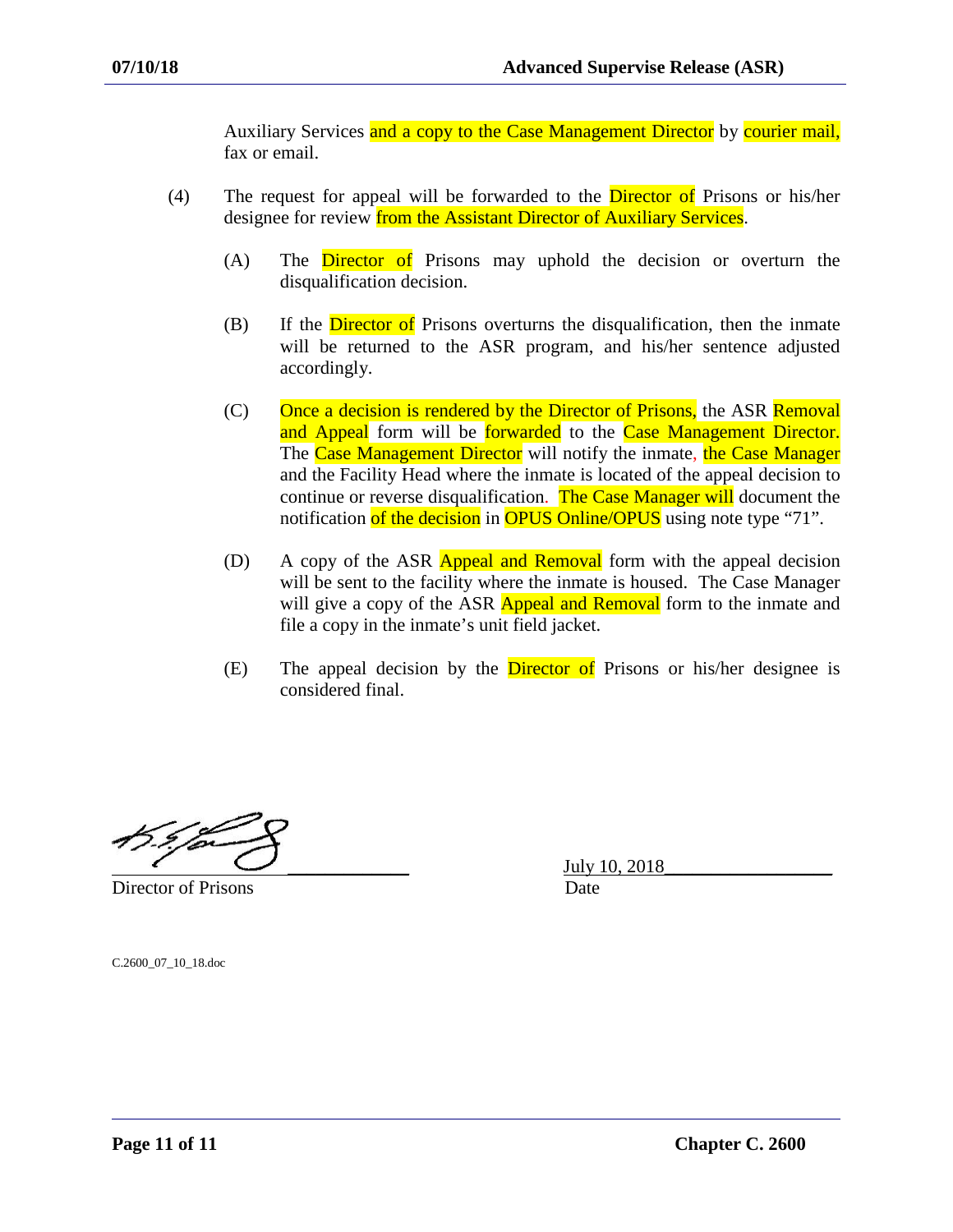Auxiliary Services and a copy to the Case Management Director by courier mail, fax or email.

(4) The request for appeal will be forwarded to the Director of Prisons or his/her designee for review from the Assistant Director of Auxiliary Services.

(A) The Director of Prisons may uphold the decision or overturn the disqualification decision.

(B) If the Director of Prisons overturns the disqualification, then the inmate will be returned to the ASR program, and his/her sentence adjusted accordingly.

(C) Once a decision is rendered by the Director of Prisons, the ASR Removal and Appeal form will be forwarded to the Case Management Director. The Case Management Director will notify the inmate, the Case Manager and the Facility Head where the inmate is located of the appeal decision to continue or reverse disqualification. The Case Manager will document the notification of the decision in OPUS Online/OPUS using note type "71".

(D) A copy of the ASR Appeal and Removal form with the appeal decision will be sent to the facility where the inmate is housed. The Case Manager will give a copy of the ASR Appeal and Removal form to the inmate and file a copy in the inmate's unit field jacket.

(E) The appeal decision by the Director of Prisons or his/her designee is considered final.

| _____________________________ | July 10, 2018__________________ |
|---|---|
| Director of Prisons | Date |

C.2600_07_10_18.doc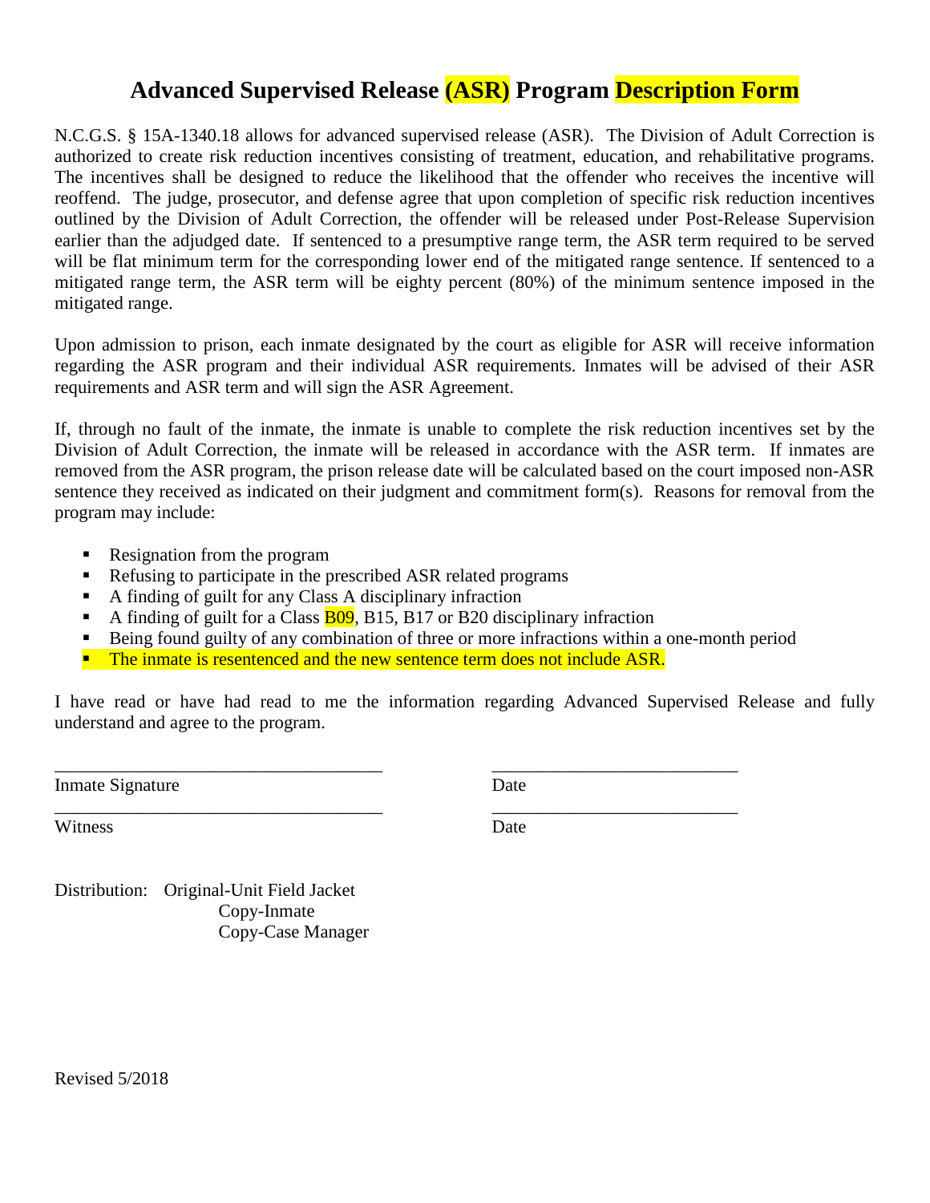# Advanced Supervised Release (ASR) Program Description Form

N.C.G.S. § 15A-1340.18 allows for advanced supervised release (ASR). The Division of Adult Correction is authorized to create risk reduction incentives consisting of treatment, education, and rehabilitative programs. The incentives shall be designed to reduce the likelihood that the offender who receives the incentive will reoffend. The judge, prosecutor, and defense agree that upon completion of specific risk reduction incentives outlined by the Division of Adult Correction, the offender will be released under Post-Release Supervision earlier than the adjudged date. If sentenced to a presumptive range term, the ASR term required to be served will be flat minimum term for the corresponding lower end of the mitigated range sentence. If sentenced to a mitigated range term, the ASR term will be eighty percent (80%) of the minimum sentence imposed in the mitigated range.

Upon admission to prison, each inmate designated by the court as eligible for ASR will receive information regarding the ASR program and their individual ASR requirements. Inmates will be advised of their ASR requirements and ASR term and will sign the ASR Agreement.

If, through no fault of the inmate, the inmate is unable to complete the risk reduction incentives set by the Division of Adult Correction, the inmate will be released in accordance with the ASR term. If inmates are removed from the ASR program, the prison release date will be calculated based on the court imposed non-ASR sentence they received as indicated on their judgment and commitment form(s). Reasons for removal from the program may include:

- Resignation from the program
- Refusing to participate in the prescribed ASR related programs
- A finding of guilt for any Class A disciplinary infraction
- A finding of guilt for a Class B09, B15, B17 or B20 disciplinary infraction
- Being found guilty of any combination of three or more infractions within a one-month period
- The inmate is resentenced and the new sentence term does not include ASR.

I have read or have had read to me the information regarding Advanced Supervised Release and fully understand and agree to the program.

___________________________________ ___________________________

Inmate Signature Date

___________________________________ ___________________________

Witness Date

Distribution: Original-Unit Field Jacket
Copy-Inmate
Copy-Case Manager

Revised 5/2018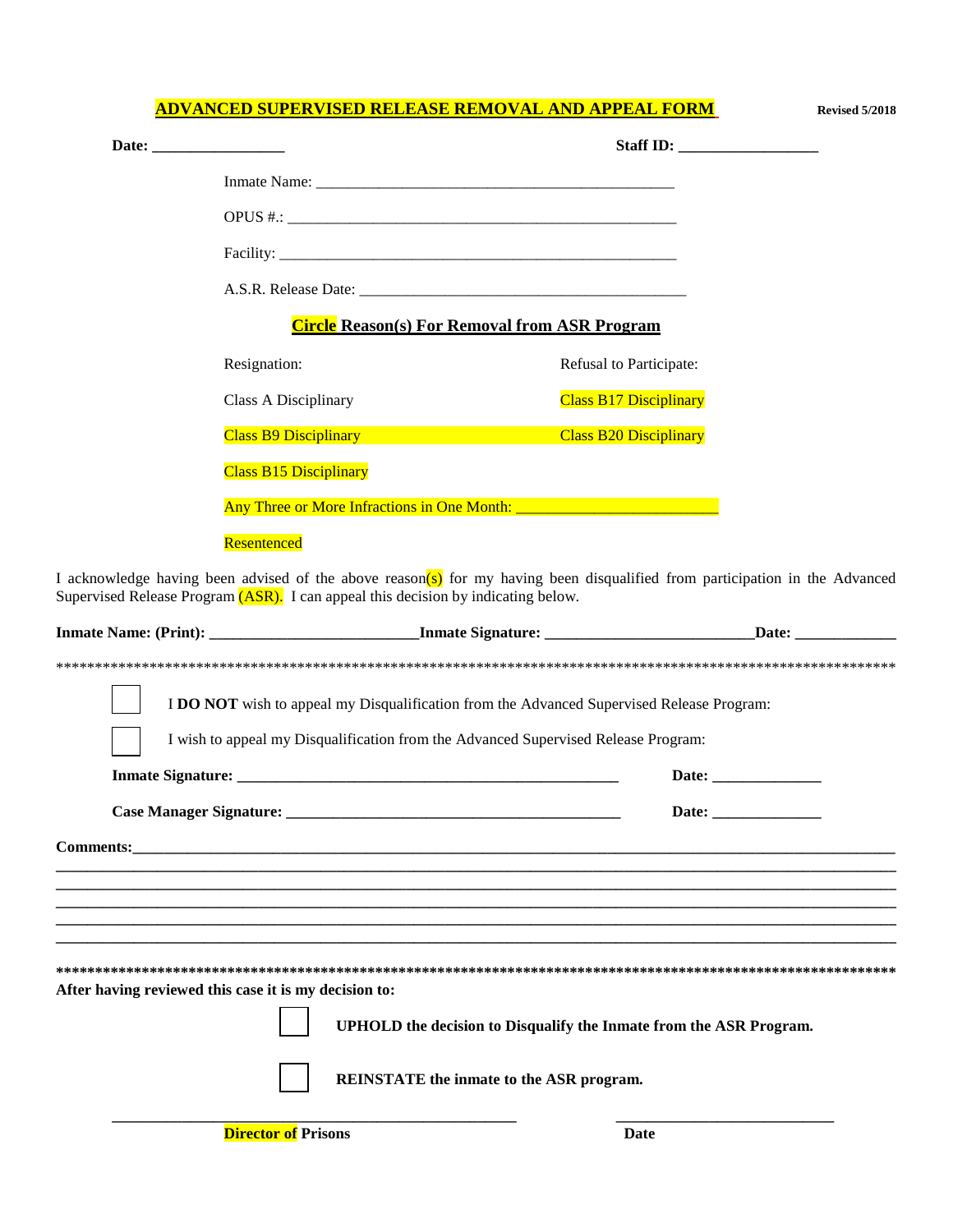# ADVANCED SUPERVISED RELEASE REMOVAL AND APPEAL FORM

**Revised 5/2018**

**Date:** _________________ **Staff ID:** __________________

Inmate Name: _______________________________________________

OPUS #.: ___________________________________________________

Facility: ___________________________________________________

A.S.R. Release Date: __________________________________________

## Circle Reason(s) For Removal from ASR Program

| | |
|---|---|
| Resignation: | Refusal to Participate: |
| Class A Disciplinary | Class B17 Disciplinary |
| Class B9 Disciplinary | Class B20 Disciplinary |
| Class B15 Disciplinary | |

Any Three or More Infractions in One Month: __________________________

Resentenced

I acknowledge having been advised of the above reason(s) for my having been disqualified from participation in the Advanced Supervised Release Program (ASR). I can appeal this decision by indicating below.

**Inmate Name: (Print):** __________________________ **Inmate Signature:** __________________________ **Date:** _____________

*******************************************************************************************************************

☐ I **DO NOT** wish to appeal my Disqualification from the Advanced Supervised Release Program:

☐ I wish to appeal my Disqualification from the Advanced Supervised Release Program:

**Inmate Signature:** ______________________________________________ **Date:** ______________

**Case Manager Signature:** ____________________________________________ **Date:** ______________

**Comments:**___________________________________________________________________________________________
_____________________________________________________________________________________________________
_____________________________________________________________________________________________________
_____________________________________________________________________________________________________
_____________________________________________________________________________________________________
_____________________________________________________________________________________________________

*******************************************************************************************************************

**After having reviewed this case it is my decision to:**

☐ **UPHOLD the decision to Disqualify the Inmate from the ASR Program.**

☐ **REINSTATE the inmate to the ASR program.**

_________________________________________________ ___________________________

**Director of Prisons** **Date**